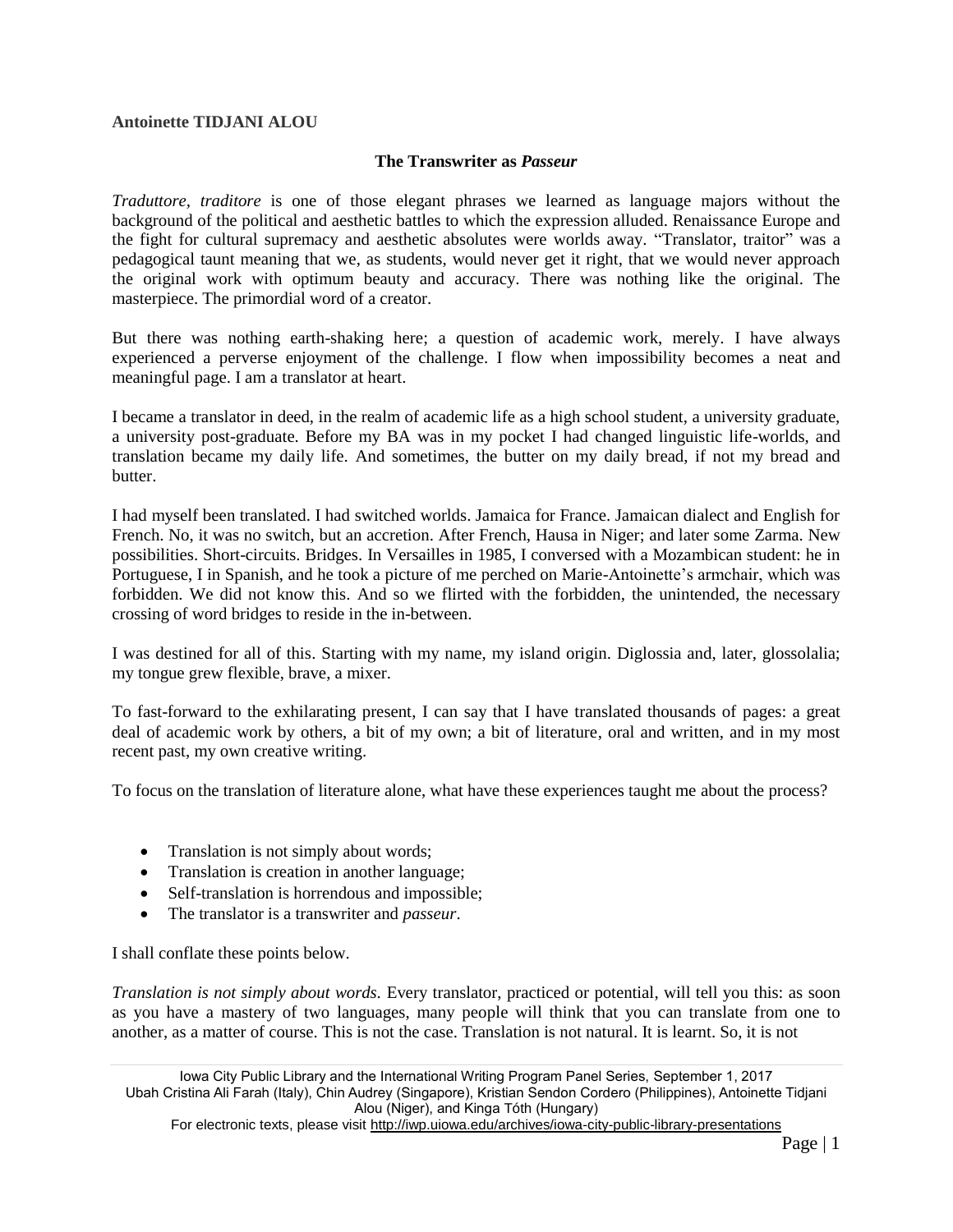**Antoinette TIDJANI ALOU**

## The Transwriter as *Passeur*

*Traduttore, traditore* is one of those elegant phrases we learned as language majors without the background of the political and aesthetic battles to which the expression alluded. Renaissance Europe and the fight for cultural supremacy and aesthetic absolutes were worlds away. "Translator, traitor" was a pedagogical taunt meaning that we, as students, would never get it right, that we would never approach the original work with optimum beauty and accuracy. There was nothing like the original. The masterpiece. The primordial word of a creator.

But there was nothing earth-shaking here; a question of academic work, merely. I have always experienced a perverse enjoyment of the challenge. I flow when impossibility becomes a neat and meaningful page. I am a translator at heart.

I became a translator in deed, in the realm of academic life as a high school student, a university graduate, a university post-graduate. Before my BA was in my pocket I had changed linguistic life-worlds, and translation became my daily life. And sometimes, the butter on my daily bread, if not my bread and butter.

I had myself been translated. I had switched worlds. Jamaica for France. Jamaican dialect and English for French. No, it was no switch, but an accretion. After French, Hausa in Niger; and later some Zarma. New possibilities. Short-circuits. Bridges. In Versailles in 1985, I conversed with a Mozambican student: he in Portuguese, I in Spanish, and he took a picture of me perched on Marie-Antoinette's armchair, which was forbidden. We did not know this. And so we flirted with the forbidden, the unintended, the necessary crossing of word bridges to reside in the in-between.

I was destined for all of this. Starting with my name, my island origin. Diglossia and, later, glossolalia; my tongue grew flexible, brave, a mixer.

To fast-forward to the exhilarating present, I can say that I have translated thousands of pages: a great deal of academic work by others, a bit of my own; a bit of literature, oral and written, and in my most recent past, my own creative writing.

To focus on the translation of literature alone, what have these experiences taught me about the process?

- Translation is not simply about words;
- Translation is creation in another language;
- Self-translation is horrendous and impossible;
- The translator is a transwriter and *passeur*.

I shall conflate these points below.

*Translation is not simply about words.* Every translator, practiced or potential, will tell you this: as soon as you have a mastery of two languages, many people will think that you can translate from one to another, as a matter of course. This is not the case. Translation is not natural. It is learnt. So, it is not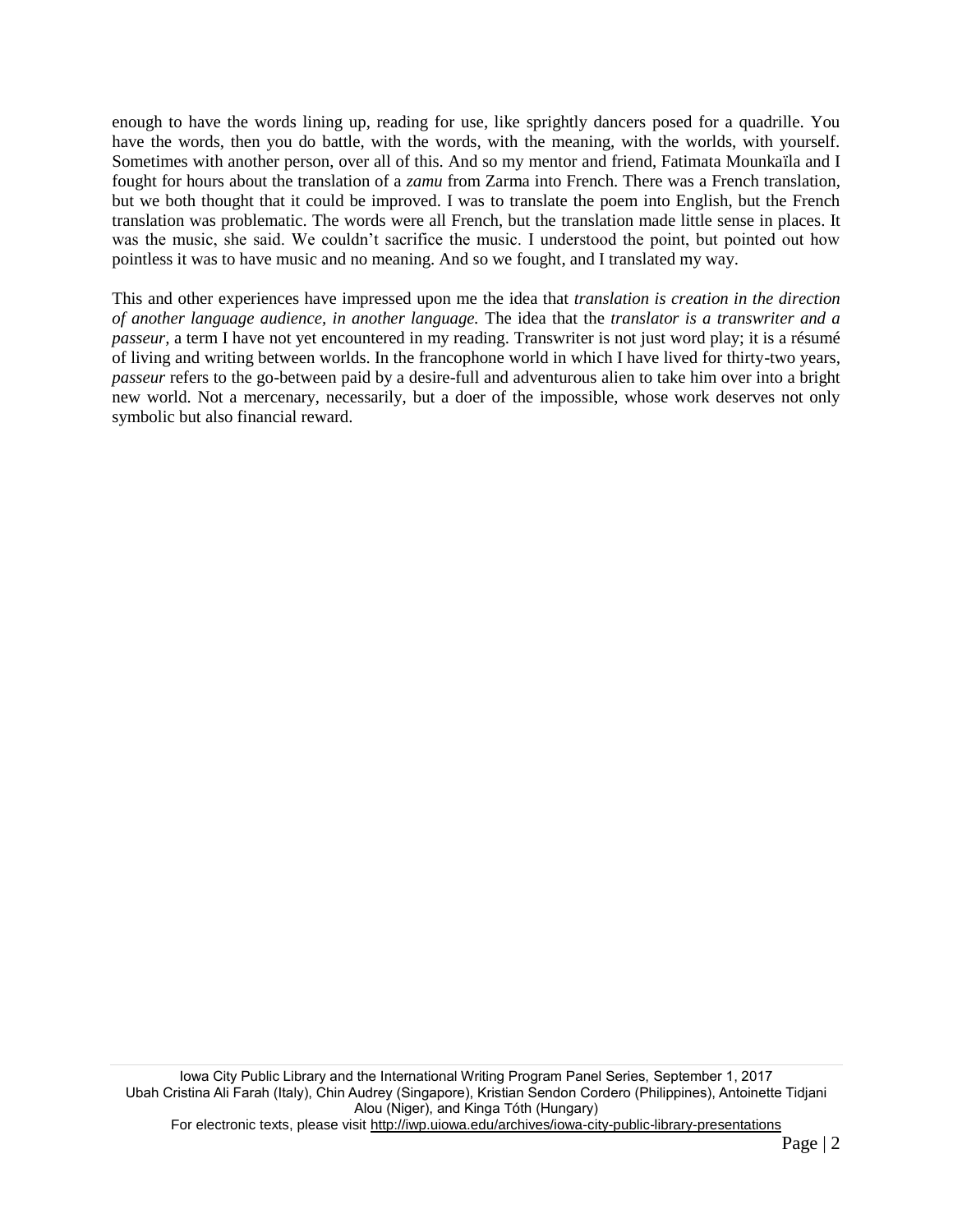enough to have the words lining up, reading for use, like sprightly dancers posed for a quadrille. You have the words, then you do battle, with the words, with the meaning, with the worlds, with yourself. Sometimes with another person, over all of this. And so my mentor and friend, Fatimata Mounkaïla and I fought for hours about the translation of a *zamu* from Zarma into French. There was a French translation, but we both thought that it could be improved. I was to translate the poem into English, but the French translation was problematic. The words were all French, but the translation made little sense in places. It was the music, she said. We couldn't sacrifice the music. I understood the point, but pointed out how pointless it was to have music and no meaning. And so we fought, and I translated my way.

This and other experiences have impressed upon me the idea that *translation is creation in the direction of another language audience, in another language.* The idea that the *translator is a transwriter and a passeur*, a term I have not yet encountered in my reading. Transwriter is not just word play; it is a résumé of living and writing between worlds. In the francophone world in which I have lived for thirty-two years, *passeur* refers to the go-between paid by a desire-full and adventurous alien to take him over into a bright new world. Not a mercenary, necessarily, but a doer of the impossible, whose work deserves not only symbolic but also financial reward.